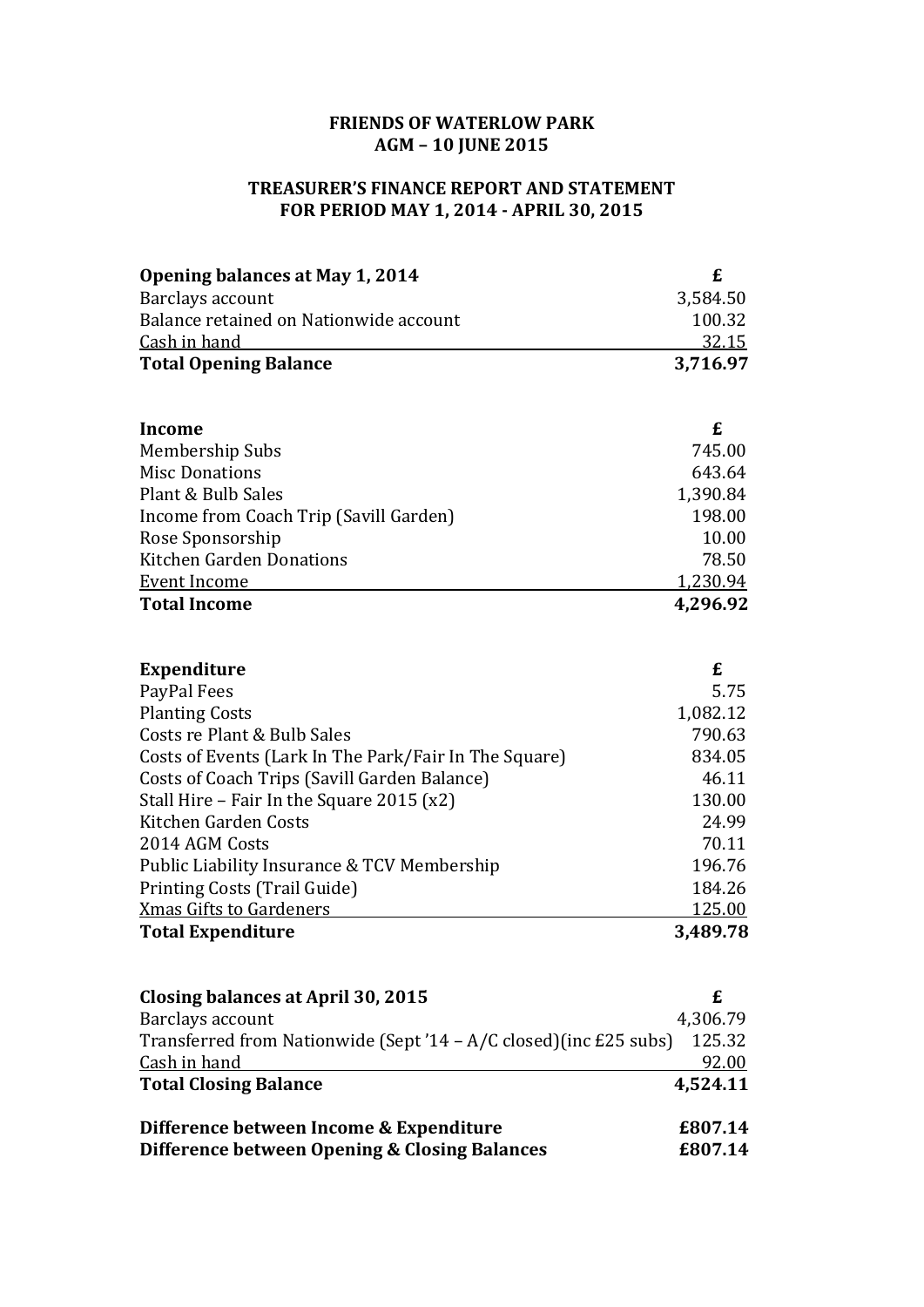**FRIENDS OF WATERLOW PARK**
**AGM – 10 JUNE 2015**

**TREASURER'S FINANCE REPORT AND STATEMENT**
**FOR PERIOD MAY 1, 2014 - APRIL 30, 2015**

| **Opening balances at May 1, 2014** | **£** |
|---|---|
| Barclays account | 3,584.50 |
| Balance retained on Nationwide account | 100.32 |
| Cash in hand | 32.15 |
| **Total Opening Balance** | **3,716.97** |

| **Income** | **£** |
|---|---|
| Membership Subs | 745.00 |
| Misc Donations | 643.64 |
| Plant & Bulb Sales | 1,390.84 |
| Income from Coach Trip (Savill Garden) | 198.00 |
| Rose Sponsorship | 10.00 |
| Kitchen Garden Donations | 78.50 |
| Event Income | 1,230.94 |
| **Total Income** | **4,296.92** |

| **Expenditure** | **£** |
|---|---|
| PayPal Fees | 5.75 |
| Planting Costs | 1,082.12 |
| Costs re Plant & Bulb Sales | 790.63 |
| Costs of Events (Lark In The Park/Fair In The Square) | 834.05 |
| Costs of Coach Trips (Savill Garden Balance) | 46.11 |
| Stall Hire – Fair In the Square 2015 (x2) | 130.00 |
| Kitchen Garden Costs | 24.99 |
| 2014 AGM Costs | 70.11 |
| Public Liability Insurance & TCV Membership | 196.76 |
| Printing Costs (Trail Guide) | 184.26 |
| Xmas Gifts to Gardeners | 125.00 |
| **Total Expenditure** | **3,489.78** |

| **Closing balances at April 30, 2015** | **£** |
|---|---|
| Barclays account | 4,306.79 |
| Transferred from Nationwide (Sept '14 – A/C closed)(inc £25 subs) | 125.32 |
| Cash in hand | 92.00 |
| **Total Closing Balance** | **4,524.11** |

| | |
|---|---|
| **Difference between Income & Expenditure** | **£807.14** |
| **Difference between Opening & Closing Balances** | **£807.14** |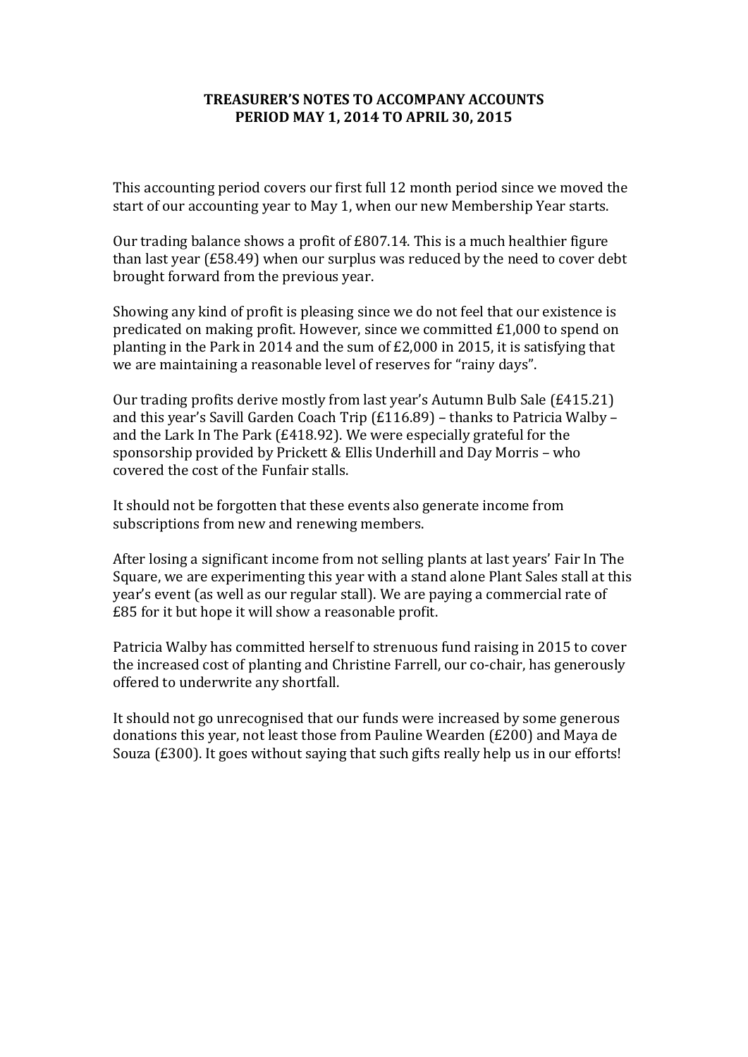# TREASURER'S NOTES TO ACCOMPANY ACCOUNTS
# PERIOD MAY 1, 2014 TO APRIL 30, 2015

This accounting period covers our first full 12 month period since we moved the start of our accounting year to May 1, when our new Membership Year starts.

Our trading balance shows a profit of £807.14. This is a much healthier figure than last year (£58.49) when our surplus was reduced by the need to cover debt brought forward from the previous year.

Showing any kind of profit is pleasing since we do not feel that our existence is predicated on making profit. However, since we committed £1,000 to spend on planting in the Park in 2014 and the sum of £2,000 in 2015, it is satisfying that we are maintaining a reasonable level of reserves for "rainy days".

Our trading profits derive mostly from last year's Autumn Bulb Sale (£415.21) and this year's Savill Garden Coach Trip (£116.89) – thanks to Patricia Walby – and the Lark In The Park (£418.92). We were especially grateful for the sponsorship provided by Prickett & Ellis Underhill and Day Morris – who covered the cost of the Funfair stalls.

It should not be forgotten that these events also generate income from subscriptions from new and renewing members.

After losing a significant income from not selling plants at last years' Fair In The Square, we are experimenting this year with a stand alone Plant Sales stall at this year's event (as well as our regular stall). We are paying a commercial rate of £85 for it but hope it will show a reasonable profit.

Patricia Walby has committed herself to strenuous fund raising in 2015 to cover the increased cost of planting and Christine Farrell, our co-chair, has generously offered to underwrite any shortfall.

It should not go unrecognised that our funds were increased by some generous donations this year, not least those from Pauline Wearden (£200) and Maya de Souza (£300). It goes without saying that such gifts really help us in our efforts!